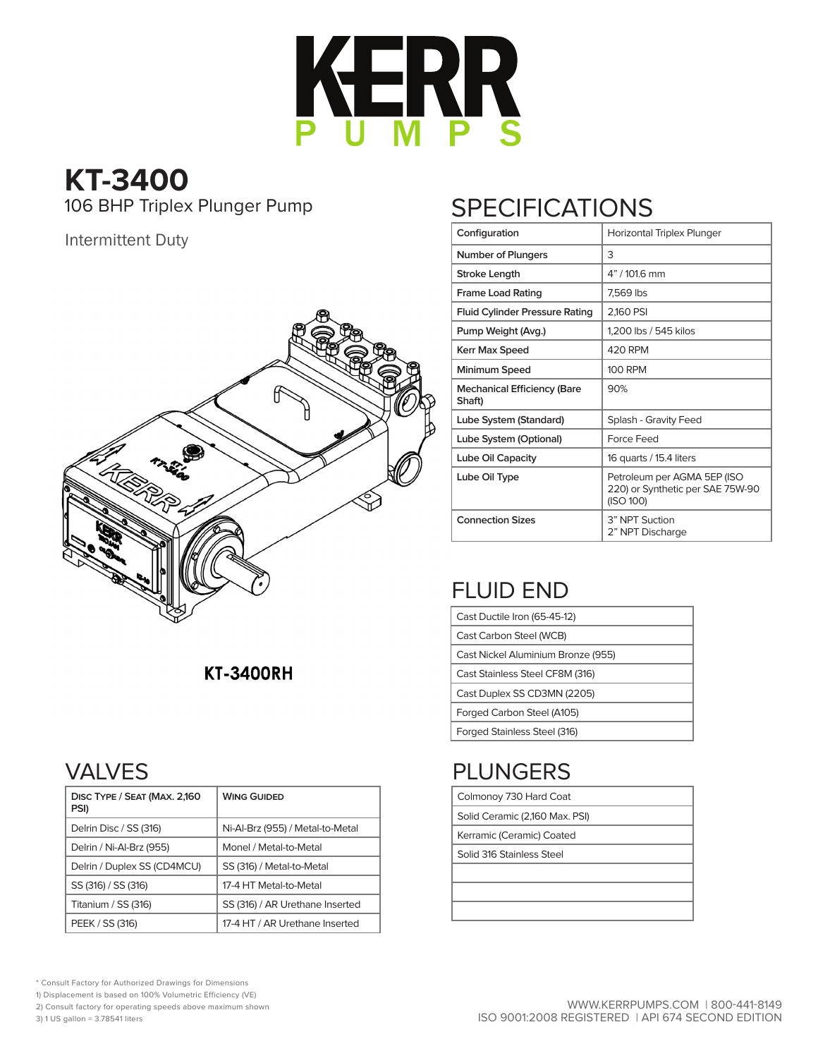# KERR PUMPS

## KT-3400

106 BHP Triplex Plunger Pump

Intermittent Duty

KT-3400RH

## SPECIFICATIONS

| Configuration | Horizontal Triplex Plunger |
|---|---|
| Number of Plungers | 3 |
| Stroke Length | 4" / 101.6 mm |
| Frame Load Rating | 7,569 lbs |
| Fluid Cylinder Pressure Rating | 2,160 PSI |
| Pump Weight (Avg.) | 1,200 lbs / 545 kilos |
| Kerr Max Speed | 420 RPM |
| Minimum Speed | 100 RPM |
| Mechanical Efficiency (Bare Shaft) | 90% |
| Lube System (Standard) | Splash - Gravity Feed |
| Lube System (Optional) | Force Feed |
| Lube Oil Capacity | 16 quarts / 15.4 liters |
| Lube Oil Type | Petroleum per AGMA 5EP (ISO 220) or Synthetic per SAE 75W-90 (ISO 100) |
| Connection Sizes | 3" NPT Suction<br>2" NPT Discharge |

## FLUID END

| |
|---|
| Cast Ductile Iron (65-45-12) |
| Cast Carbon Steel (WCB) |
| Cast Nickel Aluminium Bronze (955) |
| Cast Stainless Steel CF8M (316) |
| Cast Duplex SS CD3MN (2205) |
| Forged Carbon Steel (A105) |
| Forged Stainless Steel (316) |

## VALVES

| Disc Type / Seat (Max. 2,160 PSI) | Wing Guided |
|---|---|
| Delrin Disc / SS (316) | Ni-Al-Brz (955) / Metal-to-Metal |
| Delrin / Ni-Al-Brz (955) | Monel / Metal-to-Metal |
| Delrin / Duplex SS (CD4MCU) | SS (316) / Metal-to-Metal |
| SS (316) / SS (316) | 17-4 HT Metal-to-Metal |
| Titanium / SS (316) | SS (316) / AR Urethane Inserted |
| PEEK / SS (316) | 17-4 HT / AR Urethane Inserted |

## PLUNGERS

| |
|---|
| Colmonoy 730 Hard Coat |
| Solid Ceramic (2,160 Max. PSI) |
| Kerramic (Ceramic) Coated |
| Solid 316 Stainless Steel |

\* Consult Factory for Authorized Drawings for Dimensions
1) Displacement is based on 100% Volumetric Efficiency (VE)
2) Consult factory for operating speeds above maximum shown
3) 1 US gallon = 3.78541 liters

WWW.KERRPUMPS.COM | 800-441-8149
ISO 9001:2008 REGISTERED | API 674 SECOND EDITION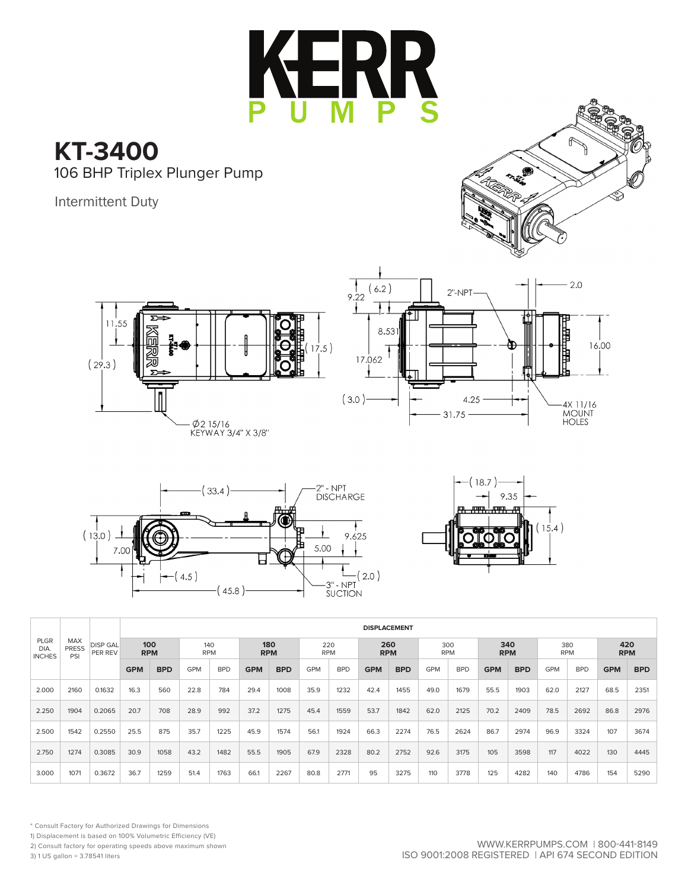# KT-3400

106 BHP Triplex Plunger Pump

Intermittent Duty

11.55
(29.3)
(17.5)
Ø2 15/16
KEYWAY 3/4" X 3/8"

(6.2)
9.22
2"-NPT
2.0
8.531
17.062
16.00
(3.0)
4.25
31.75
4X 11/16
MOUNT
HOLES

(33.4)
2" - NPT
DISCHARGE
(13.0)
7.00
9.625
5.00
(4.5)
(2.0)
(45.8)
3" - NPT
SUCTION

(18.7)
9.35
(15.4)

| PLGR DIA. INCHES | MAX PRESS PSI | DISP GAL PER REV | DISPLACEMENT | | | | | | | | | | | | | | | | | |
|---|---|---|---|---|---|---|---|---|---|---|---|---|---|---|---|---|---|---|---|---|
| | | | 100 RPM | | 140 RPM | | 180 RPM | | 220 RPM | | 260 RPM | | 300 RPM | | 340 RPM | | 380 RPM | | 420 RPM | |
| | | | GPM | BPD | GPM | BPD | GPM | BPD | GPM | BPD | GPM | BPD | GPM | BPD | GPM | BPD | GPM | BPD | GPM | BPD |
| 2.000 | 2160 | 0.1632 | 16.3 | 560 | 22.8 | 784 | 29.4 | 1008 | 35.9 | 1232 | 42.4 | 1455 | 49.0 | 1679 | 55.5 | 1903 | 62.0 | 2127 | 68.5 | 2351 |
| 2.250 | 1904 | 0.2065 | 20.7 | 708 | 28.9 | 992 | 37.2 | 1275 | 45.4 | 1559 | 53.7 | 1842 | 62.0 | 2125 | 70.2 | 2409 | 78.5 | 2692 | 86.8 | 2976 |
| 2.500 | 1542 | 0.2550 | 25.5 | 875 | 35.7 | 1225 | 45.9 | 1574 | 56.1 | 1924 | 66.3 | 2274 | 76.5 | 2624 | 86.7 | 2974 | 96.9 | 3324 | 107 | 3674 |
| 2.750 | 1274 | 0.3085 | 30.9 | 1058 | 43.2 | 1482 | 55.5 | 1905 | 67.9 | 2328 | 80.2 | 2752 | 92.6 | 3175 | 105 | 3598 | 117 | 4022 | 130 | 4445 |
| 3.000 | 1071 | 0.3672 | 36.7 | 1259 | 51.4 | 1763 | 66.1 | 2267 | 80.8 | 2771 | 95 | 3275 | 110 | 3778 | 125 | 4282 | 140 | 4786 | 154 | 5290 |

* Consult Factory for Authorized Drawings for Dimensions
1) Displacement is based on 100% Volumetric Efficiency (VE)
2) Consult factory for operating speeds above maximum shown
3) 1 US gallon = 3.78541 liters

WWW.KERRPUMPS.COM | 800-441-8149
ISO 9001:2008 REGISTERED | API 674 SECOND EDITION